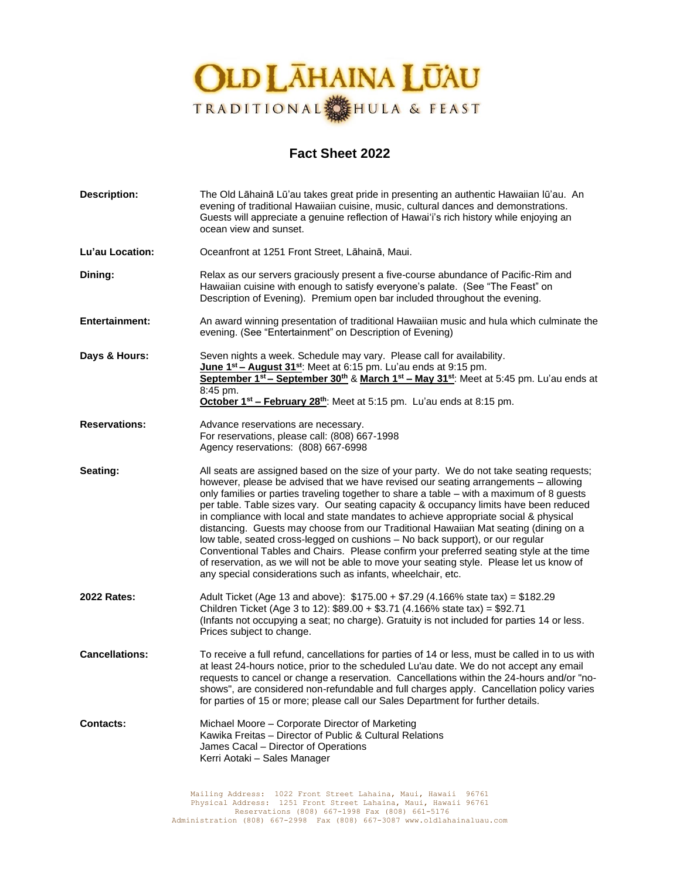# OLD LĀHAINA LŪ'AU

TRADITIONAL HULA & FEAST

## Fact Sheet 2022

**Description:** The Old Lāhainā Lū'au takes great pride in presenting an authentic Hawaiian lū'au. An evening of traditional Hawaiian cuisine, music, cultural dances and demonstrations. Guests will appreciate a genuine reflection of Hawai'i's rich history while enjoying an ocean view and sunset.

**Lu'au Location:** Oceanfront at 1251 Front Street, Lāhainā, Maui.

**Dining:** Relax as our servers graciously present a five-course abundance of Pacific-Rim and Hawaiian cuisine with enough to satisfy everyone's palate. (See "The Feast" on Description of Evening). Premium open bar included throughout the evening.

**Entertainment:** An award winning presentation of traditional Hawaiian music and hula which culminate the evening. (See "Entertainment" on Description of Evening)

**Days & Hours:** Seven nights a week. Schedule may vary. Please call for availability.
**June 1st – August 31st**: Meet at 6:15 pm. Lu'au ends at 9:15 pm.
**September 1st – September 30th** & **March 1st – May 31st**: Meet at 5:45 pm. Lu'au ends at 8:45 pm.
**October 1st – February 28th**: Meet at 5:15 pm. Lu'au ends at 8:15 pm.

**Reservations:** Advance reservations are necessary.
For reservations, please call: (808) 667-1998
Agency reservations: (808) 667-6998

**Seating:** All seats are assigned based on the size of your party. We do not take seating requests; however, please be advised that we have revised our seating arrangements – allowing only families or parties traveling together to share a table – with a maximum of 8 guests per table. Table sizes vary. Our seating capacity & occupancy limits have been reduced in compliance with local and state mandates to achieve appropriate social & physical distancing. Guests may choose from our Traditional Hawaiian Mat seating (dining on a low table, seated cross-legged on cushions – No back support), or our regular Conventional Tables and Chairs. Please confirm your preferred seating style at the time of reservation, as we will not be able to move your seating style. Please let us know of any special considerations such as infants, wheelchair, etc.

**2022 Rates:** Adult Ticket (Age 13 and above): $175.00 + $7.29 (4.166% state tax) = $182.29
Children Ticket (Age 3 to 12): $89.00 + $3.71 (4.166% state tax) = $92.71
(Infants not occupying a seat; no charge). Gratuity is not included for parties 14 or less. Prices subject to change.

**Cancellations:** To receive a full refund, cancellations for parties of 14 or less, must be called in to us with at least 24-hours notice, prior to the scheduled Lu'au date. We do not accept any email requests to cancel or change a reservation. Cancellations within the 24-hours and/or "no-shows", are considered non-refundable and full charges apply. Cancellation policy varies for parties of 15 or more; please call our Sales Department for further details.

**Contacts:** Michael Moore – Corporate Director of Marketing
Kawika Freitas – Director of Public & Cultural Relations
James Cacal – Director of Operations
Kerri Aotaki – Sales Manager

Mailing Address: 1022 Front Street Lahaina, Maui, Hawaii 96761
Physical Address: 1251 Front Street Lahaina, Maui, Hawaii 96761
Reservations (808) 667-1998 Fax (808) 661-5176
Administration (808) 667-2998 Fax (808) 667-3087 www.oldlahainaluau.com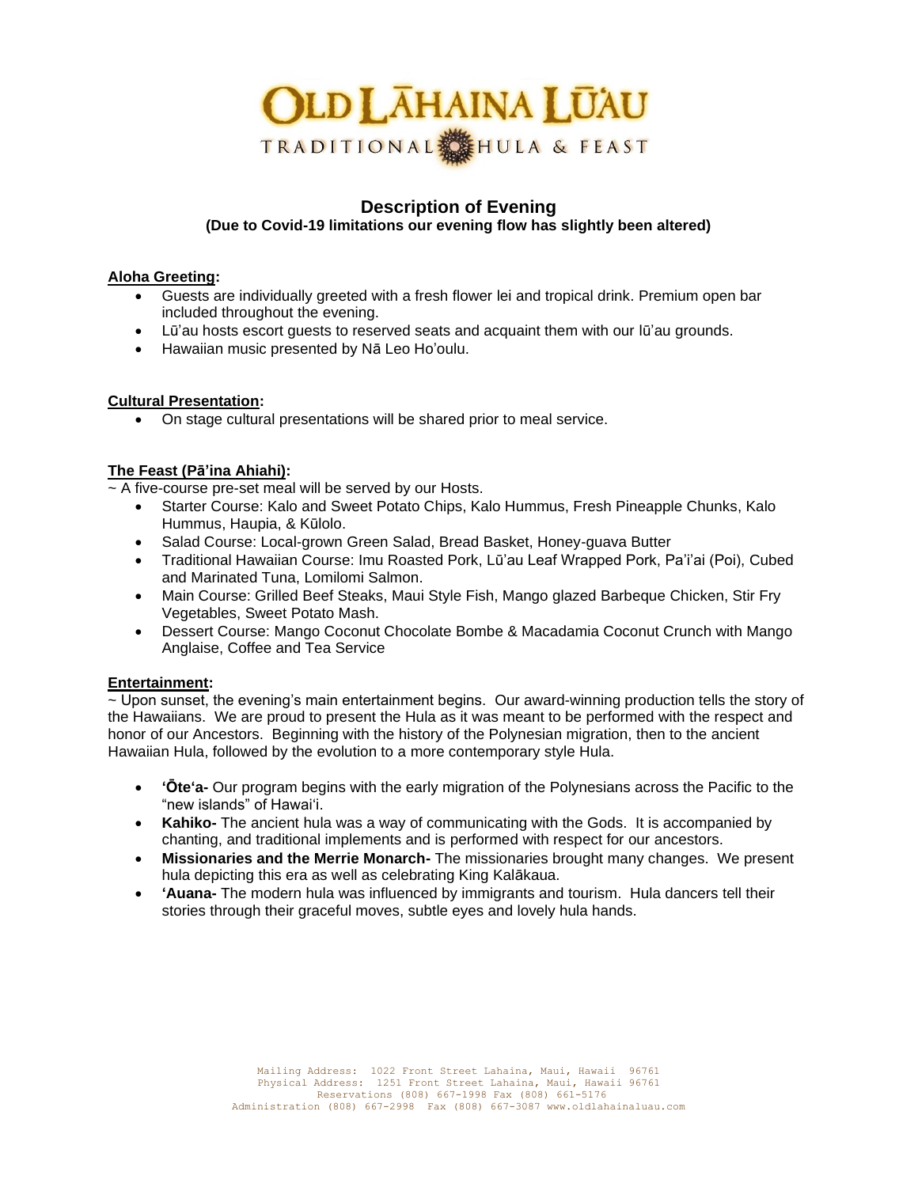# OLD LĀHAINA LŪ'AU

TRADITIONAL HULA & FEAST

## Description of Evening

**(Due to Covid-19 limitations our evening flow has slightly been altered)**

### Aloha Greeting:

- Guests are individually greeted with a fresh flower lei and tropical drink. Premium open bar included throughout the evening.
- Lū'au hosts escort guests to reserved seats and acquaint them with our lū'au grounds.
- Hawaiian music presented by Nā Leo Ho'oulu.

### Cultural Presentation:

- On stage cultural presentations will be shared prior to meal service.

### The Feast (Pā'ina Ahiahi):

~ A five-course pre-set meal will be served by our Hosts.

- Starter Course: Kalo and Sweet Potato Chips, Kalo Hummus, Fresh Pineapple Chunks, Kalo Hummus, Haupia, & Kūlolo.
- Salad Course: Local-grown Green Salad, Bread Basket, Honey-guava Butter
- Traditional Hawaiian Course: Imu Roasted Pork, Lū'au Leaf Wrapped Pork, Pa'i'ai (Poi), Cubed and Marinated Tuna, Lomilomi Salmon.
- Main Course: Grilled Beef Steaks, Maui Style Fish, Mango glazed Barbeque Chicken, Stir Fry Vegetables, Sweet Potato Mash.
- Dessert Course: Mango Coconut Chocolate Bombe & Macadamia Coconut Crunch with Mango Anglaise, Coffee and Tea Service

### Entertainment:

~ Upon sunset, the evening's main entertainment begins. Our award-winning production tells the story of the Hawaiians. We are proud to present the Hula as it was meant to be performed with the respect and honor of our Ancestors. Beginning with the history of the Polynesian migration, then to the ancient Hawaiian Hula, followed by the evolution to a more contemporary style Hula.

- **'Ōte'a-** Our program begins with the early migration of the Polynesians across the Pacific to the "new islands" of Hawai'i.
- **Kahiko-** The ancient hula was a way of communicating with the Gods. It is accompanied by chanting, and traditional implements and is performed with respect for our ancestors.
- **Missionaries and the Merrie Monarch-** The missionaries brought many changes. We present hula depicting this era as well as celebrating King Kalākaua.
- **'Auana-** The modern hula was influenced by immigrants and tourism. Hula dancers tell their stories through their graceful moves, subtle eyes and lovely hula hands.

Mailing Address: 1022 Front Street Lahaina, Maui, Hawaii 96761
Physical Address: 1251 Front Street Lahaina, Maui, Hawaii 96761
Reservations (808) 667-1998 Fax (808) 661-5176
Administration (808) 667-2998 Fax (808) 667-3087 www.oldlahainaluau.com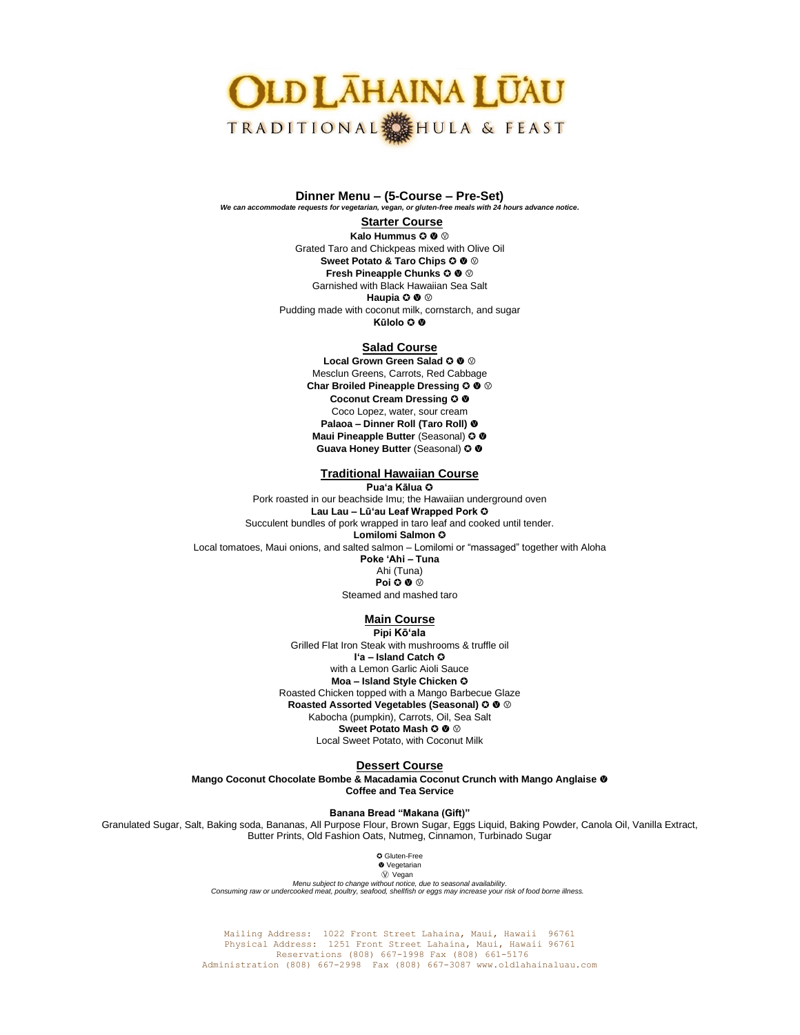# OLD LĀHAINA LŪ'AU

TRADITIONAL HULA & FEAST

## Dinner Menu – (5-Course – Pre-Set)

***We can accommodate requests for vegetarian, vegan, or gluten-free meals with 24 hours advance notice.***

### Starter Course

**Kalo Hummus ✪ ❶ Ⓥ**
Grated Taro and Chickpeas mixed with Olive Oil
**Sweet Potato & Taro Chips ✪ ❶ Ⓥ**
**Fresh Pineapple Chunks ✪ ❶ Ⓥ**
Garnished with Black Hawaiian Sea Salt
**Haupia ✪ ❶ Ⓥ**
Pudding made with coconut milk, cornstarch, and sugar
**Kūlolo ✪ ❶**

### Salad Course

**Local Grown Green Salad ✪ ❶ Ⓥ**
Mesclun Greens, Carrots, Red Cabbage
**Char Broiled Pineapple Dressing ✪ ❶ Ⓥ**
**Coconut Cream Dressing ✪ ❶**
Coco Lopez, water, sour cream
**Palaoa – Dinner Roll (Taro Roll) ❶**
**Maui Pineapple Butter** (Seasonal) **✪ ❶**
**Guava Honey Butter** (Seasonal) **✪ ❶**

### Traditional Hawaiian Course

**Pua'a Kālua ✪**
Pork roasted in our beachside Imu; the Hawaiian underground oven
**Lau Lau – Lū'au Leaf Wrapped Pork ✪**
Succulent bundles of pork wrapped in taro leaf and cooked until tender.
**Lomilomi Salmon ✪**
Local tomatoes, Maui onions, and salted salmon – Lomilomi or "massaged" together with Aloha
**Poke 'Ahi – Tuna**
Ahi (Tuna)
**Poi ✪ ❶ Ⓥ**
Steamed and mashed taro

### Main Course

**Pipi Kō'ala**
Grilled Flat Iron Steak with mushrooms & truffle oil
**I'a – Island Catch ✪**
with a Lemon Garlic Aioli Sauce
**Moa – Island Style Chicken ✪**
Roasted Chicken topped with a Mango Barbecue Glaze
**Roasted Assorted Vegetables (Seasonal) ✪ ❶ Ⓥ**
Kabocha (pumpkin), Carrots, Oil, Sea Salt
**Sweet Potato Mash ✪ ❶ Ⓥ**
Local Sweet Potato, with Coconut Milk

### Dessert Course

**Mango Coconut Chocolate Bombe & Macadamia Coconut Crunch with Mango Anglaise ❶**
**Coffee and Tea Service**

**Banana Bread "Makana (Gift)"**
Granulated Sugar, Salt, Baking soda, Bananas, All Purpose Flour, Brown Sugar, Eggs Liquid, Baking Powder, Canola Oil, Vanilla Extract, Butter Prints, Old Fashion Oats, Nutmeg, Cinnamon, Turbinado Sugar

✪ Gluten-Free
❶ Vegetarian
Ⓥ Vegan

*Menu subject to change without notice, due to seasonal availability.*
*Consuming raw or undercooked meat, poultry, seafood, shellfish or eggs may increase your risk of food borne illness.*

Mailing Address: 1022 Front Street Lahaina, Maui, Hawaii 96761
Physical Address: 1251 Front Street Lahaina, Maui, Hawaii 96761
Reservations (808) 667-1998 Fax (808) 661-5176
Administration (808) 667-2998 Fax (808) 667-3087 www.oldlahainaluau.com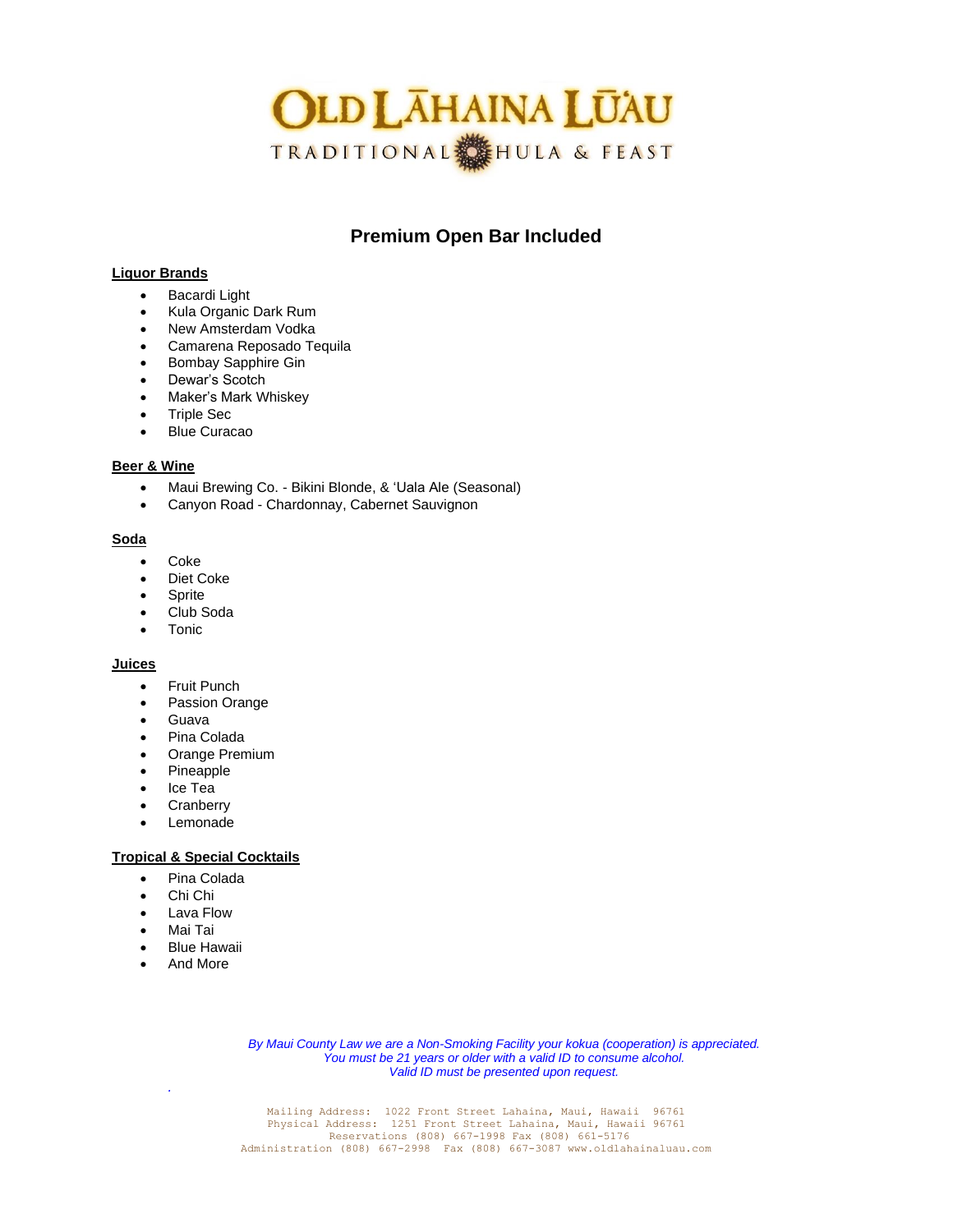# OLD LĀHAINA LŪ'AU

TRADITIONAL HULA & FEAST

## Premium Open Bar Included

**Liquor Brands**

- Bacardi Light
- Kula Organic Dark Rum
- New Amsterdam Vodka
- Camarena Reposado Tequila
- Bombay Sapphire Gin
- Dewar's Scotch
- Maker's Mark Whiskey
- Triple Sec
- Blue Curacao

**Beer & Wine**

- Maui Brewing Co. - Bikini Blonde, & 'Uala Ale (Seasonal)
- Canyon Road - Chardonnay, Cabernet Sauvignon

**Soda**

- Coke
- Diet Coke
- Sprite
- Club Soda
- Tonic

**Juices**

- Fruit Punch
- Passion Orange
- Guava
- Pina Colada
- Orange Premium
- Pineapple
- Ice Tea
- Cranberry
- Lemonade

**Tropical & Special Cocktails**

- Pina Colada
- Chi Chi
- Lava Flow
- Mai Tai
- Blue Hawaii
- And More

*By Maui County Law we are a Non-Smoking Facility your kokua (cooperation) is appreciated.*
*You must be 21 years or older with a valid ID to consume alcohol.*
*Valid ID must be presented upon request.*

Mailing Address: 1022 Front Street Lahaina, Maui, Hawaii 96761
Physical Address: 1251 Front Street Lahaina, Maui, Hawaii 96761
Reservations (808) 667-1998 Fax (808) 661-5176
Administration (808) 667-2998 Fax (808) 667-3087 www.oldlahainaluau.com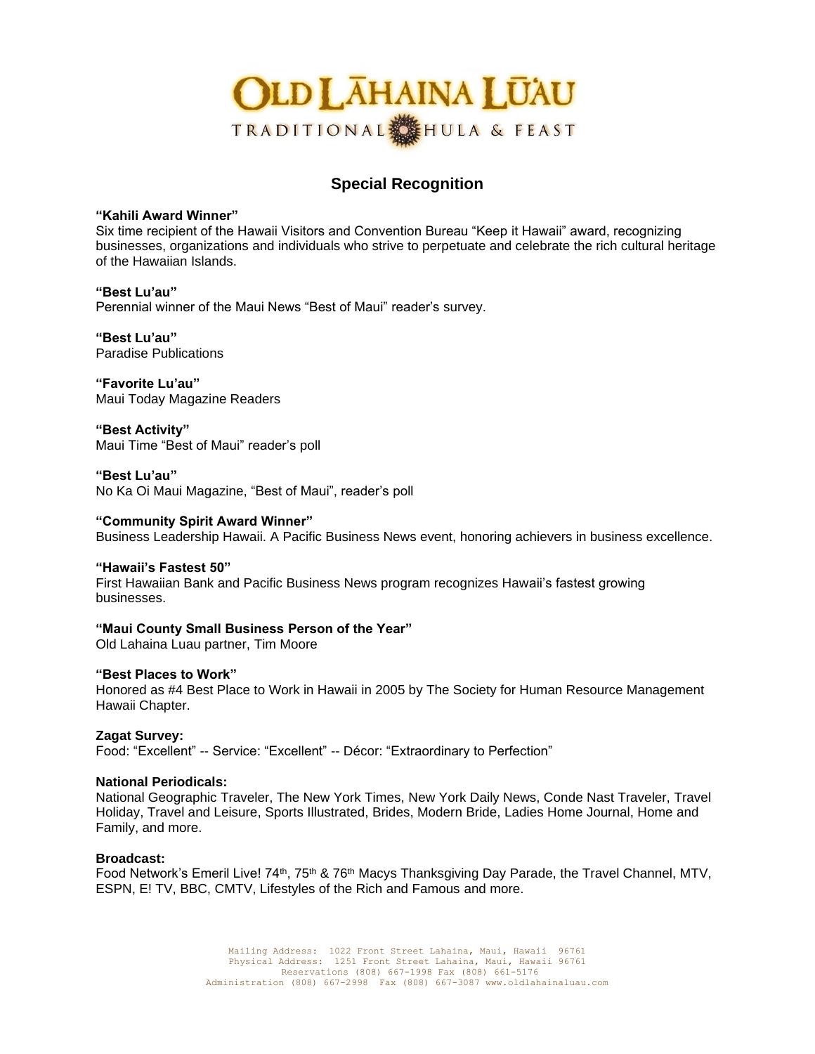# OLD LĀHAINA LŪ'AU

TRADITIONAL HULA & FEAST

## Special Recognition

**"Kahili Award Winner"**
Six time recipient of the Hawaii Visitors and Convention Bureau "Keep it Hawaii" award, recognizing businesses, organizations and individuals who strive to perpetuate and celebrate the rich cultural heritage of the Hawaiian Islands.

**"Best Lu'au"**
Perennial winner of the Maui News "Best of Maui" reader's survey.

**"Best Lu'au"**
Paradise Publications

**"Favorite Lu'au"**
Maui Today Magazine Readers

**"Best Activity"**
Maui Time "Best of Maui" reader's poll

**"Best Lu'au"**
No Ka Oi Maui Magazine, "Best of Maui", reader's poll

**"Community Spirit Award Winner"**
Business Leadership Hawaii. A Pacific Business News event, honoring achievers in business excellence.

**"Hawaii's Fastest 50"**
First Hawaiian Bank and Pacific Business News program recognizes Hawaii's fastest growing businesses.

**"Maui County Small Business Person of the Year"**
Old Lahaina Luau partner, Tim Moore

**"Best Places to Work"**
Honored as #4 Best Place to Work in Hawaii in 2005 by The Society for Human Resource Management Hawaii Chapter.

**Zagat Survey:**
Food: "Excellent" -- Service: "Excellent" -- Décor: "Extraordinary to Perfection"

**National Periodicals:**
National Geographic Traveler, The New York Times, New York Daily News, Conde Nast Traveler, Travel Holiday, Travel and Leisure, Sports Illustrated, Brides, Modern Bride, Ladies Home Journal, Home and Family, and more.

**Broadcast:**
Food Network's Emeril Live! 74th, 75th & 76th Macys Thanksgiving Day Parade, the Travel Channel, MTV, ESPN, E! TV, BBC, CMTV, Lifestyles of the Rich and Famous and more.

Mailing Address: 1022 Front Street Lahaina, Maui, Hawaii 96761
Physical Address: 1251 Front Street Lahaina, Maui, Hawaii 96761
Reservations (808) 667-1998 Fax (808) 661-5176
Administration (808) 667-2998 Fax (808) 667-3087 www.oldlahainaluau.com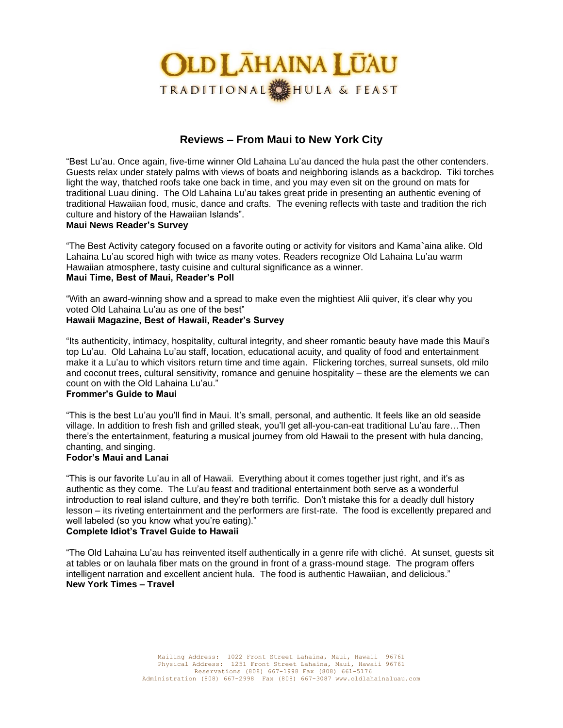# OLD LĀHAINA LŪ'AU

TRADITIONAL HULA & FEAST

## Reviews – From Maui to New York City

"Best Lu'au. Once again, five-time winner Old Lahaina Lu'au danced the hula past the other contenders. Guests relax under stately palms with views of boats and neighboring islands as a backdrop. Tiki torches light the way, thatched roofs take one back in time, and you may even sit on the ground on mats for traditional Luau dining. The Old Lahaina Lu'au takes great pride in presenting an authentic evening of traditional Hawaiian food, music, dance and crafts. The evening reflects with taste and tradition the rich culture and history of the Hawaiian Islands".
**Maui News Reader's Survey**

"The Best Activity category focused on a favorite outing or activity for visitors and Kama`aina alike. Old Lahaina Lu'au scored high with twice as many votes. Readers recognize Old Lahaina Lu'au warm Hawaiian atmosphere, tasty cuisine and cultural significance as a winner.
**Maui Time, Best of Maui, Reader's Poll**

"With an award-winning show and a spread to make even the mightiest Alii quiver, it's clear why you voted Old Lahaina Lu'au as one of the best"
**Hawaii Magazine, Best of Hawaii, Reader's Survey**

"Its authenticity, intimacy, hospitality, cultural integrity, and sheer romantic beauty have made this Maui's top Lu'au. Old Lahaina Lu'au staff, location, educational acuity, and quality of food and entertainment make it a Lu'au to which visitors return time and time again. Flickering torches, surreal sunsets, old milo and coconut trees, cultural sensitivity, romance and genuine hospitality – these are the elements we can count on with the Old Lahaina Lu'au."
**Frommer's Guide to Maui**

"This is the best Lu'au you'll find in Maui. It's small, personal, and authentic. It feels like an old seaside village. In addition to fresh fish and grilled steak, you'll get all-you-can-eat traditional Lu'au fare…Then there's the entertainment, featuring a musical journey from old Hawaii to the present with hula dancing, chanting, and singing.
**Fodor's Maui and Lanai**

"This is our favorite Lu'au in all of Hawaii. Everything about it comes together just right, and it's as authentic as they come. The Lu'au feast and traditional entertainment both serve as a wonderful introduction to real island culture, and they're both terrific. Don't mistake this for a deadly dull history lesson – its riveting entertainment and the performers are first-rate. The food is excellently prepared and well labeled (so you know what you're eating)."
**Complete Idiot's Travel Guide to Hawaii**

"The Old Lahaina Lu'au has reinvented itself authentically in a genre rife with cliché. At sunset, guests sit at tables or on lauhala fiber mats on the ground in front of a grass-mound stage. The program offers intelligent narration and excellent ancient hula. The food is authentic Hawaiian, and delicious."
**New York Times – Travel**

Mailing Address: 1022 Front Street Lahaina, Maui, Hawaii 96761
Physical Address: 1251 Front Street Lahaina, Maui, Hawaii 96761
Reservations (808) 667-1998 Fax (808) 661-5176
Administration (808) 667-2998 Fax (808) 667-3087 www.oldlahainaluau.com